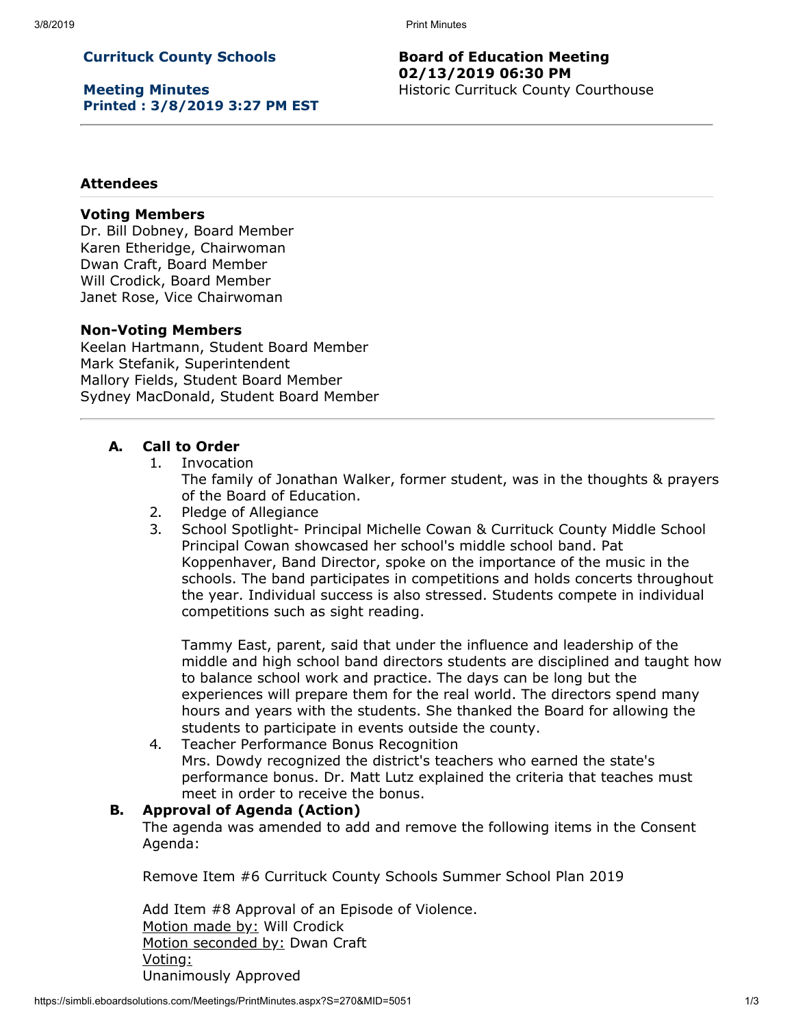**Currituck County Schools**

**Meeting Minutes**
**Printed : 3/8/2019 3:27 PM EST**

**Board of Education Meeting**
**02/13/2019 06:30 PM**
Historic Currituck County Courthouse

---

### Attendees

**Voting Members**
Dr. Bill Dobney, Board Member
Karen Etheridge, Chairwoman
Dwan Craft, Board Member
Will Crodick, Board Member
Janet Rose, Vice Chairwoman

**Non-Voting Members**
Keelan Hartmann, Student Board Member
Mark Stefanik, Superintendent
Mallory Fields, Student Board Member
Sydney MacDonald, Student Board Member

---

**A. Call to Order**

1. Invocation
   The family of Jonathan Walker, former student, was in the thoughts & prayers of the Board of Education.
2. Pledge of Allegiance
3. School Spotlight- Principal Michelle Cowan & Currituck County Middle School
   Principal Cowan showcased her school's middle school band. Pat Koppenhaver, Band Director, spoke on the importance of the music in the schools. The band participates in competitions and holds concerts throughout the year. Individual success is also stressed. Students compete in individual competitions such as sight reading.

   Tammy East, parent, said that under the influence and leadership of the middle and high school band directors students are disciplined and taught how to balance school work and practice. The days can be long but the experiences will prepare them for the real world. The directors spend many hours and years with the students. She thanked the Board for allowing the students to participate in events outside the county.
4. Teacher Performance Bonus Recognition
   Mrs. Dowdy recognized the district's teachers who earned the state's performance bonus. Dr. Matt Lutz explained the criteria that teaches must meet in order to receive the bonus.

**B. Approval of Agenda (Action)**

The agenda was amended to add and remove the following items in the Consent Agenda:

Remove Item #6 Currituck County Schools Summer School Plan 2019

Add Item #8 Approval of an Episode of Violence.
Motion made by: Will Crodick
Motion seconded by: Dwan Craft
Voting:
Unanimously Approved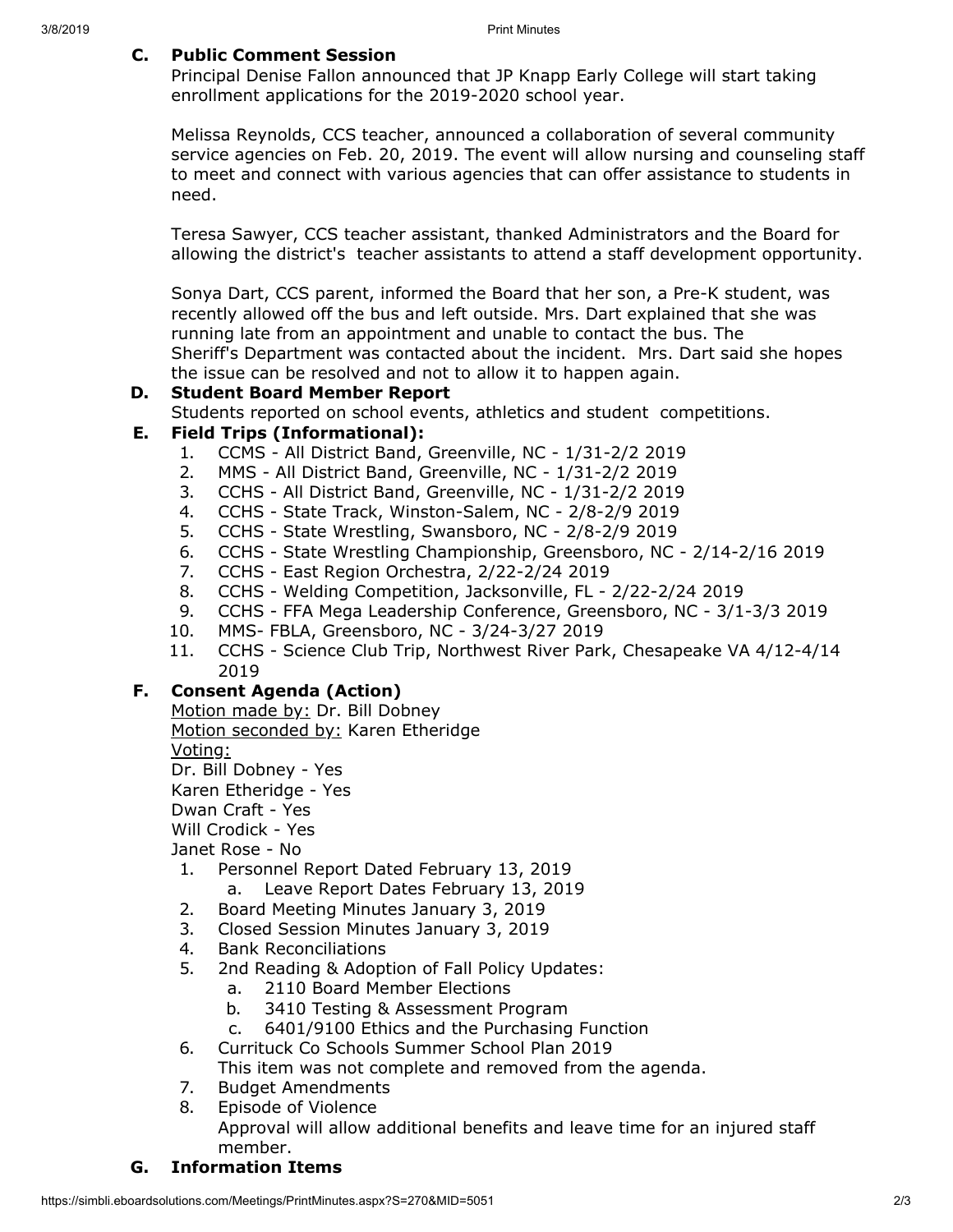### C. Public Comment Session

Principal Denise Fallon announced that JP Knapp Early College will start taking enrollment applications for the 2019-2020 school year.

Melissa Reynolds, CCS teacher, announced a collaboration of several community service agencies on Feb. 20, 2019. The event will allow nursing and counseling staff to meet and connect with various agencies that can offer assistance to students in need.

Teresa Sawyer, CCS teacher assistant, thanked Administrators and the Board for allowing the district's teacher assistants to attend a staff development opportunity.

Sonya Dart, CCS parent, informed the Board that her son, a Pre-K student, was recently allowed off the bus and left outside. Mrs. Dart explained that she was running late from an appointment and unable to contact the bus. The Sheriff's Department was contacted about the incident. Mrs. Dart said she hopes the issue can be resolved and not to allow it to happen again.

### D. Student Board Member Report

Students reported on school events, athletics and student competitions.

### E. Field Trips (Informational):

1. CCMS - All District Band, Greenville, NC - 1/31-2/2 2019
2. MMS - All District Band, Greenville, NC - 1/31-2/2 2019
3. CCHS - All District Band, Greenville, NC - 1/31-2/2 2019
4. CCHS - State Track, Winston-Salem, NC - 2/8-2/9 2019
5. CCHS - State Wrestling, Swansboro, NC - 2/8-2/9 2019
6. CCHS - State Wrestling Championship, Greensboro, NC - 2/14-2/16 2019
7. CCHS - East Region Orchestra, 2/22-2/24 2019
8. CCHS - Welding Competition, Jacksonville, FL - 2/22-2/24 2019
9. CCHS - FFA Mega Leadership Conference, Greensboro, NC - 3/1-3/3 2019
10. MMS- FBLA, Greensboro, NC - 3/24-3/27 2019
11. CCHS - Science Club Trip, Northwest River Park, Chesapeake VA 4/12-4/14 2019

### F. Consent Agenda (Action)

Motion made by: Dr. Bill Dobney
Motion seconded by: Karen Etheridge
Voting:
Dr. Bill Dobney - Yes
Karen Etheridge - Yes
Dwan Craft - Yes
Will Crodick - Yes
Janet Rose - No

1. Personnel Report Dated February 13, 2019
   a. Leave Report Dates February 13, 2019
2. Board Meeting Minutes January 3, 2019
3. Closed Session Minutes January 3, 2019
4. Bank Reconciliations
5. 2nd Reading & Adoption of Fall Policy Updates:
   a. 2110 Board Member Elections
   b. 3410 Testing & Assessment Program
   c. 6401/9100 Ethics and the Purchasing Function
6. Currituck Co Schools Summer School Plan 2019
   This item was not complete and removed from the agenda.
7. Budget Amendments
8. Episode of Violence
   Approval will allow additional benefits and leave time for an injured staff member.

### G. Information Items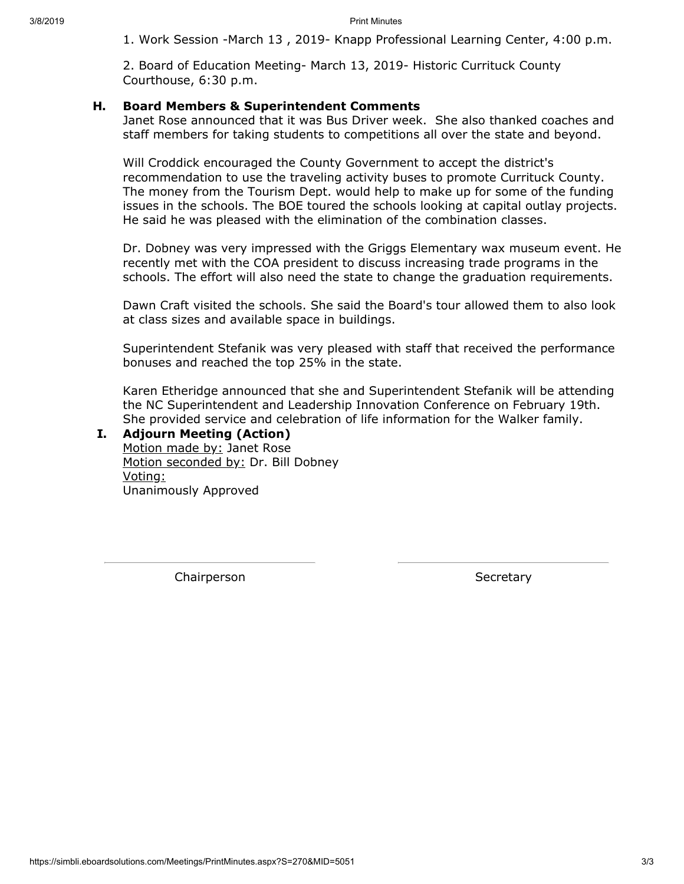1. Work Session -March 13 , 2019- Knapp Professional Learning Center, 4:00 p.m.

2. Board of Education Meeting- March 13, 2019- Historic Currituck County Courthouse, 6:30 p.m.

**H. Board Members & Superintendent Comments**

Janet Rose announced that it was Bus Driver week. She also thanked coaches and staff members for taking students to competitions all over the state and beyond.

Will Croddick encouraged the County Government to accept the district's recommendation to use the traveling activity buses to promote Currituck County. The money from the Tourism Dept. would help to make up for some of the funding issues in the schools. The BOE toured the schools looking at capital outlay projects. He said he was pleased with the elimination of the combination classes.

Dr. Dobney was very impressed with the Griggs Elementary wax museum event. He recently met with the COA president to discuss increasing trade programs in the schools. The effort will also need the state to change the graduation requirements.

Dawn Craft visited the schools. She said the Board's tour allowed them to also look at class sizes and available space in buildings.

Superintendent Stefanik was very pleased with staff that received the performance bonuses and reached the top 25% in the state.

Karen Etheridge announced that she and Superintendent Stefanik will be attending the NC Superintendent and Leadership Innovation Conference on February 19th. She provided service and celebration of life information for the Walker family.

**I. Adjourn Meeting (Action)**

Motion made by: Janet Rose
Motion seconded by: Dr. Bill Dobney
Voting:
Unanimously Approved

Chairperson

Secretary